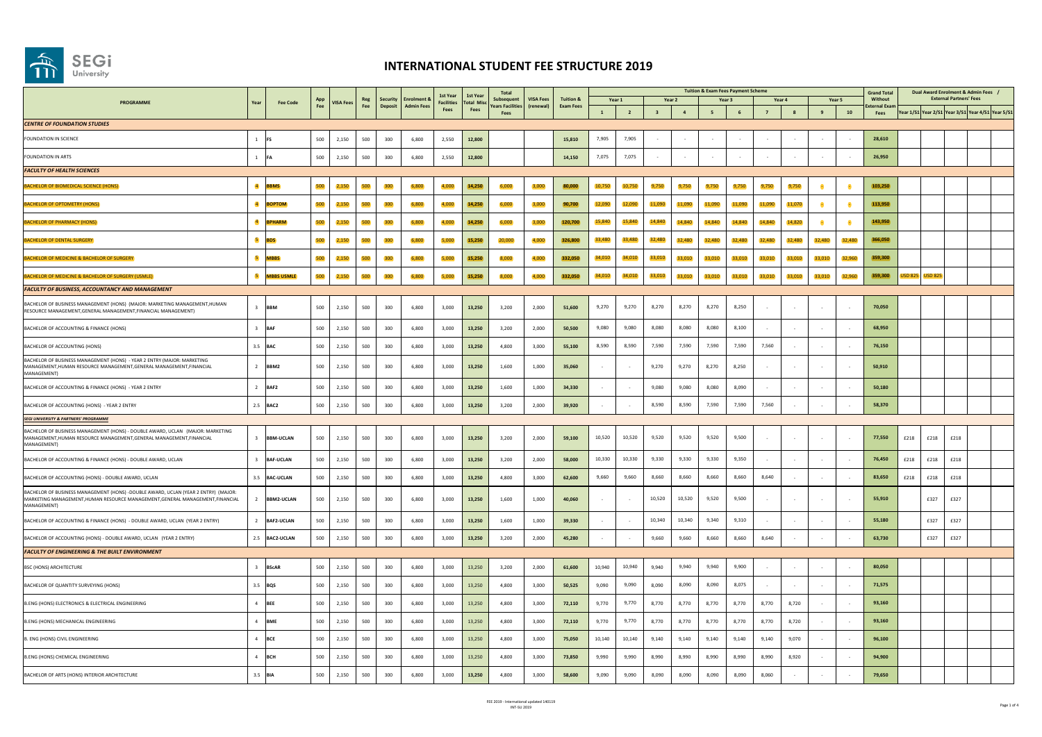# INTERNATIONAL STUDENT FEE STRUCTURE 2019

| PROGRAMME | Year | Fee Code | App Fee | VISA Fees | Reg Fee | Security Deposit | Enrolment & Admin Fees | 1st Year Facilities Fees | 1st Year Total Misc Fees | Total Subsequent Years Facilities Fees | VISA Fees (renewal) | Tuition & Exam Fees | Tuition & Exam Fees Payment Scheme Year 1 | | Year 2 | | Year 3 | | Year 4 | | Year 5 | | Grand Total Without External Exam Fees | Dual Award Enrolment & Admin Fees / External Partners' Fees | | | | |
|---|---|---|---|---|---|---|---|---|---|---|---|---|---|---|---|---|---|---|---|---|---|---|---|---|---|---|---|---|
| | | | | | | | | | | | | | 1 | 2 | 3 | 4 | 5 | 6 | 7 | 8 | 9 | 10 | | Year 1/S1 | Year 2/S1 | Year 3/S1 | Year 4/S1 | Year 5/S1 |
| ***CENTRE OF FOUNDATION STUDIES*** | | | | | | | | | | | | | | | | | | | | | | | | | | | | |
| FOUNDATION IN SCIENCE | 1 | FS | 500 | 2,150 | 500 | 300 | 6,800 | 2,550 | 12,800 | | | 15,810 | 7,905 | 7,905 | - | - | - | - | - | - | - | - | 28,610 | | | | | |
| FOUNDATION IN ARTS | 1 | FA | 500 | 2,150 | 500 | 300 | 6,800 | 2,550 | 12,800 | | | 14,150 | 7,075 | 7,075 | - | - | - | - | - | - | - | - | 26,950 | | | | | |
| ***FACULTY OF HEALTH SCIENCES*** | | | | | | | | | | | | | | | | | | | | | | | | | | | | |
| BACHELOR OF BIOMEDICAL SCIENCE (HONS) | 4 | BBMS | 500 | 2,150 | 500 | 300 | 6,800 | 4,000 | 14,250 | 6,000 | 3,000 | 80,000 | 10,750 | 10,750 | 9,750 | 9,750 | 9,750 | 9,750 | 9,750 | 9,750 | - | - | 103,250 | | | | | |
| BACHELOR OF OPTOMETRY (HONS) | 4 | BOPTOM | 500 | 2,150 | 500 | 300 | 6,800 | 4,000 | 14,250 | 6,000 | 3,000 | 90,700 | 12,090 | 12,090 | 11,090 | 11,090 | 11,090 | 11,090 | 11,090 | 11,070 | - | - | 113,950 | | | | | |
| BACHELOR OF PHARMACY (HONS) | 4 | BPHARM | 500 | 2,150 | 500 | 300 | 6,800 | 4,000 | 14,250 | 6,000 | 3,000 | 120,700 | 15,840 | 15,840 | 14,840 | 14,840 | 14,840 | 14,840 | 14,840 | 14,820 | - | - | 143,950 | | | | | |
| BACHELOR OF DENTAL SURGERY | 5 | BDS | 500 | 2,150 | 500 | 300 | 6,800 | 5,000 | 15,250 | 20,000 | 4,000 | 326,800 | 33,480 | 33,480 | 32,480 | 32,480 | 32,480 | 32,480 | 32,480 | 32,480 | 32,480 | 32,480 | 366,050 | | | | | |
| BACHELOR OF MEDICINE & BACHELOR OF SURGERY | 5 | MBBS | 500 | 2,150 | 500 | 300 | 6,800 | 5,000 | 15,250 | 8,000 | 4,000 | 332,050 | 34,010 | 34,010 | 33,010 | 33,010 | 33,010 | 33,010 | 33,010 | 33,010 | 33,010 | 32,960 | 359,300 | | | | | |
| BACHELOR OF MEDICINE & BACHELOR OF SURGERY (USMLE) | 5 | MBBS USMLE | 500 | 2,150 | 500 | 300 | 6,800 | 5,000 | 15,250 | 8,000 | 4,000 | 332,050 | 34,010 | 34,010 | 33,010 | 33,010 | 33,010 | 33,010 | 33,010 | 33,010 | 33,010 | 32,960 | 359,300 | USD 825 | USD 825 | | | |
| ***FACULTY OF BUSINESS, ACCOUNTANCY AND MANAGEMENT*** | | | | | | | | | | | | | | | | | | | | | | | | | | | | |
| BACHELOR OF BUSINESS MANAGEMENT (HONS) (MAJOR: MARKETING MANAGEMENT,HUMAN RESOURCE MANAGEMENT,GENERAL MANAGEMENT,FINANCIAL MANAGEMENT) | 3 | BBM | 500 | 2,150 | 500 | 300 | 6,800 | 3,000 | 13,250 | 3,200 | 2,000 | 51,600 | 9,270 | 9,270 | 8,270 | 8,270 | 8,270 | 8,250 | - | - | - | - | 70,050 | | | | | |
| BACHELOR OF ACCOUNTING & FINANCE (HONS) | 3 | BAF | 500 | 2,150 | 500 | 300 | 6,800 | 3,000 | 13,250 | 3,200 | 2,000 | 50,500 | 9,080 | 9,080 | 8,080 | 8,080 | 8,080 | 8,100 | - | - | - | - | 68,950 | | | | | |
| BACHELOR OF ACCOUNTING (HONS) | 3.5 | BAC | 500 | 2,150 | 500 | 300 | 6,800 | 3,000 | 13,250 | 4,800 | 3,000 | 55,100 | 8,590 | 8,590 | 7,590 | 7,590 | 7,590 | 7,590 | 7,560 | - | - | - | 76,150 | | | | | |
| BACHELOR OF BUSINESS MANAGEMENT (HONS) - YEAR 2 ENTRY (MAJOR: MARKETING MANAGEMENT,HUMAN RESOURCE MANAGEMENT,GENERAL MANAGEMENT,FINANCIAL MANAGEMENT) | 2 | BBM2 | 500 | 2,150 | 500 | 300 | 6,800 | 3,000 | 13,250 | 1,600 | 1,000 | 35,060 | - | - | 9,270 | 9,270 | 8,270 | 8,250 | - | - | - | - | 50,910 | | | | | |
| BACHELOR OF ACCOUNTING & FINANCE (HONS) - YEAR 2 ENTRY | 2 | BAF2 | 500 | 2,150 | 500 | 300 | 6,800 | 3,000 | 13,250 | 1,600 | 1,000 | 34,330 | - | - | 9,080 | 9,080 | 8,080 | 8,090 | - | - | - | - | 50,180 | | | | | |
| BACHELOR OF ACCOUNTING (HONS) - YEAR 2 ENTRY | 2.5 | BAC2 | 500 | 2,150 | 500 | 300 | 6,800 | 3,000 | 13,250 | 3,200 | 2,000 | 39,920 | - | - | 8,590 | 8,590 | 7,590 | 7,590 | 7,560 | - | - | - | 58,370 | | | | | |
| ***SEGI UNIVERSITY & PARTNERS' PROGRAMME*** | | | | | | | | | | | | | | | | | | | | | | | | | | | | |
| BACHELOR OF BUSINESS MANAGEMENT (HONS) - DOUBLE AWARD, UCLAN (MAJOR: MARKETING MANAGEMENT,HUMAN RESOURCE MANAGEMENT,GENERAL MANAGEMENT,FINANCIAL MANAGEMENT) | 3 | BBM-UCLAN | 500 | 2,150 | 500 | 300 | 6,800 | 3,000 | 13,250 | 3,200 | 2,000 | 59,100 | 10,520 | 10,520 | 9,520 | 9,520 | 9,520 | 9,500 | - | - | - | - | 77,550 | £218 | £218 | £218 | | |
| BACHELOR OF ACCOUNTING & FINANCE (HONS) - DOUBLE AWARD, UCLAN | 3 | BAF-UCLAN | 500 | 2,150 | 500 | 300 | 6,800 | 3,000 | 13,250 | 3,200 | 2,000 | 58,000 | 10,330 | 10,330 | 9,330 | 9,330 | 9,330 | 9,350 | - | - | - | - | 76,450 | £218 | £218 | £218 | | |
| BACHELOR OF ACCOUNTING (HONS) - DOUBLE AWARD, UCLAN | 3.5 | BAC-UCLAN | 500 | 2,150 | 500 | 300 | 6,800 | 3,000 | 13,250 | 4,800 | 3,000 | 62,600 | 9,660 | 9,660 | 8,660 | 8,660 | 8,660 | 8,660 | 8,640 | - | - | - | 83,650 | £218 | £218 | £218 | | |
| BACHELOR OF BUSINESS MANAGEMENT (HONS) -DOUBLE AWARD, UCLAN (YEAR 2 ENTRY) (MAJOR: MARKETING MANAGEMENT,HUMAN RESOURCE MANAGEMENT,GENERAL MANAGEMENT,FINANCIAL MANAGEMENT) | 2 | BBM2-UCLAN | 500 | 2,150 | 500 | 300 | 6,800 | 3,000 | 13,250 | 1,600 | 1,000 | 40,060 | - | - | 10,520 | 10,520 | 9,520 | 9,500 | - | - | - | - | 55,910 | | £327 | £327 | | |
| BACHELOR OF ACCOUNTING & FINANCE (HONS) - DOUBLE AWARD, UCLAN (YEAR 2 ENTRY) | 2 | BAF2-UCLAN | 500 | 2,150 | 500 | 300 | 6,800 | 3,000 | 13,250 | 1,600 | 1,000 | 39,330 | - | - | 10,340 | 10,340 | 9,340 | 9,310 | - | - | - | - | 55,180 | | £327 | £327 | | |
| BACHELOR OF ACCOUNTING (HONS) - DOUBLE AWARD, UCLAN (YEAR 2 ENTRY) | 2.5 | BAC2-UCLAN | 500 | 2,150 | 500 | 300 | 6,800 | 3,000 | 13,250 | 3,200 | 2,000 | 45,280 | - | - | 9,660 | 9,660 | 8,660 | 8,660 | 8,640 | - | - | - | 63,730 | | £327 | £327 | | |
| ***FACULTY OF ENGINEERING & THE BUILT ENVIRONMENT*** | | | | | | | | | | | | | | | | | | | | | | | | | | | | |
| BSC (HONS) ARCHITECTURE | 3 | BScAR | 500 | 2,150 | 500 | 300 | 6,800 | 3,000 | 13,250 | 3,200 | 2,000 | 61,600 | 10,940 | 10,940 | 9,940 | 9,940 | 9,940 | 9,900 | - | - | - | - | 80,050 | | | | | |
| BACHELOR OF QUANTITY SURVEYING (HONS) | 3.5 | BQS | 500 | 2,150 | 500 | 300 | 6,800 | 3,000 | 13,250 | 4,800 | 3,000 | 50,525 | 9,090 | 9,090 | 8,090 | 8,090 | 8,090 | 8,075 | - | - | - | - | 71,575 | | | | | |
| B.ENG (HONS) ELECTRONICS & ELECTRICAL ENGINEERING | 4 | BEE | 500 | 2,150 | 500 | 300 | 6,800 | 3,000 | 13,250 | 4,800 | 3,000 | 72,110 | 9,770 | 9,770 | 8,770 | 8,770 | 8,770 | 8,770 | 8,770 | 8,720 | - | - | 93,160 | | | | | |
| B.ENG (HONS) MECHANICAL ENGINEERING | 4 | BME | 500 | 2,150 | 500 | 300 | 6,800 | 3,000 | 13,250 | 4,800 | 3,000 | 72,110 | 9,770 | 9,770 | 8,770 | 8,770 | 8,770 | 8,770 | 8,770 | 8,720 | - | - | 93,160 | | | | | |
| B. ENG (HONS) CIVIL ENGINEERING | 4 | BCE | 500 | 2,150 | 500 | 300 | 6,800 | 3,000 | 13,250 | 4,800 | 3,000 | 75,050 | 10,140 | 10,140 | 9,140 | 9,140 | 9,140 | 9,140 | 9,140 | 9,070 | - | - | 96,100 | | | | | |
| B.ENG (HONS) CHEMICAL ENGINEERING | 4 | BCH | 500 | 2,150 | 500 | 300 | 6,800 | 3,000 | 13,250 | 4,800 | 3,000 | 73,850 | 9,990 | 9,990 | 8,990 | 8,990 | 8,990 | 8,990 | 8,990 | 8,920 | - | - | 94,900 | | | | | |
| BACHELOR OF ARTS (HONS) INTERIOR ARCHITECTURE | 3.5 | BIA | 500 | 2,150 | 500 | 300 | 6,800 | 3,000 | 13,250 | 4,800 | 3,000 | 58,600 | 9,090 | 9,090 | 8,090 | 8,090 | 8,090 | 8,090 | 8,060 | - | - | - | 79,650 | | | | | |

FEE 2019 - International updated 140119
INT-SU 2019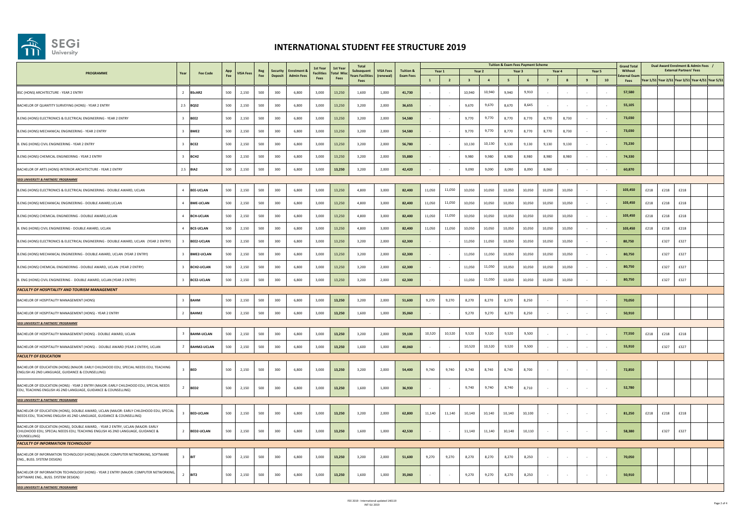# INTERNATIONAL STUDENT FEE STRUCTURE 2019

| PROGRAMME | Year | Fee Code | App Fee | VISA Fees | Reg Fee | Security Deposit | Enrolment & Admin Fees | 1st Year Facilities Fees | 1st Year Total Misc Fees | Total Subsequent Years Facilities Fees | VISA Fees (renewal) | Tuition & Exam Fees | Tuition & Exam Fees Payment Scheme | | | | | | | | | | Grand Total Without External Exam Fees | Dual Award Enrolment & Admin Fees / External Partners' Fees | | | | |
|---|---|---|---|---|---|---|---|---|---|---|---|---|---|---|---|---|---|---|---|---|---|---|---|---|---|---|---|---|
| | | | | | | | | | | | | | Year 1 | | Year 2 | | Year 3 | | Year 4 | | Year 5 | | | | | | | |
| | | | | | | | | | | | | | 1 | 2 | 3 | 4 | 5 | 6 | 7 | 8 | 9 | 10 | | Year 1/S1 | Year 2/S1 | Year 3/S1 | Year 4/S1 | Year 5/S1 |
| BSC (HONS) ARCHITECTURE - YEAR 2 ENTRY | 2 | BScAR2 | 500 | 2,150 | 500 | 300 | 6,800 | 3,000 | 13,250 | 1,600 | 1,000 | 41,730 | - | - | 10,940 | 10,940 | 9,940 | 9,910 | - | - | - | - | 57,580 | | | | | |
| BACHELOR OF QUANTITY SURVEYING (HONS) - YEAR 2 ENTRY | 2.5 | BQS2 | 500 | 2,150 | 500 | 300 | 6,800 | 3,000 | 13,250 | 3,200 | 2,000 | 36,655 | - | - | 9,670 | 9,670 | 8,670 | 8,645 | - | - | - | - | 55,105 | | | | | |
| B.ENG (HONS) ELECTRONICS & ELECTRICAL ENGINEERING - YEAR 2 ENTRY | 3 | BEE2 | 500 | 2,150 | 500 | 300 | 6,800 | 3,000 | 13,250 | 3,200 | 2,000 | 54,580 | - | - | 9,770 | 9,770 | 8,770 | 8,770 | 8,770 | 8,730 | - | - | 73,030 | | | | | |
| B.ENG (HONS) MECHANICAL ENGINEERING - YEAR 2 ENTRY | 3 | BME2 | 500 | 2,150 | 500 | 300 | 6,800 | 3,000 | 13,250 | 3,200 | 2,000 | 54,580 | - | - | 9,770 | 9,770 | 8,770 | 8,770 | 8,770 | 8,730 | - | - | 73,030 | | | | | |
| B. ENG (HONS) CIVIL ENGINEERING - YEAR 2 ENTRY | 3 | BCE2 | 500 | 2,150 | 500 | 300 | 6,800 | 3,000 | 13,250 | 3,200 | 2,000 | 56,780 | - | - | 10,130 | 10,130 | 9,130 | 9,130 | 9,130 | 9,130 | - | - | 75,230 | | | | | |
| B.ENG (HONS) CHEMICAL ENGINEERING - YEAR 2 ENTRY | 3 | BCH2 | 500 | 2,150 | 500 | 300 | 6,800 | 3,000 | 13,250 | 3,200 | 2,000 | 55,880 | - | - | 9,980 | 9,980 | 8,980 | 8,980 | 8,980 | 8,980 | - | - | 74,330 | | | | | |
| BACHELOR OF ARTS (HONS) INTERIOR ARCHITECTURE - YEAR 2 ENTRY | 2.5 | BIA2 | 500 | 2,150 | 500 | 300 | 6,800 | 3,000 | 13,250 | 3,200 | 2,000 | 42,420 | - | - | 9,090 | 9,090 | 8,090 | 8,090 | 8,060 | - | - | - | 60,870 | | | | | |
| ***SEGI UNIVERSITY & PARTNERS' PROGRAMME*** | | | | | | | | | | | | | | | | | | | | | | | | | | | | |
| B.ENG (HONS) ELECTRONICS & ELECTRICAL ENGINEERING - DOUBLE AWARD, UCLAN | 4 | BEE-UCLAN | 500 | 2,150 | 500 | 300 | 6,800 | 3,000 | 13,250 | 4,800 | 3,000 | 82,400 | 11,050 | 11,050 | 10,050 | 10,050 | 10,050 | 10,050 | 10,050 | 10,050 | - | - | 103,450 | £218 | £218 | £218 | | |
| B.ENG (HONS) MECHANICAL ENGINEERING - DOUBLE AWARD,UCLAN | 4 | BME-UCLAN | 500 | 2,150 | 500 | 300 | 6,800 | 3,000 | 13,250 | 4,800 | 3,000 | 82,400 | 11,050 | 11,050 | 10,050 | 10,050 | 10,050 | 10,050 | 10,050 | 10,050 | - | - | 103,450 | £218 | £218 | £218 | | |
| B.ENG (HONS) CHEMICAL ENGINEERING - DOUBLE AWARD,UCLAN | 4 | BCH-UCLAN | 500 | 2,150 | 500 | 300 | 6,800 | 3,000 | 13,250 | 4,800 | 3,000 | 82,400 | 11,050 | 11,050 | 10,050 | 10,050 | 10,050 | 10,050 | 10,050 | 10,050 | - | - | 103,450 | £218 | £218 | £218 | | |
| B. ENG (HONS) CIVIL ENGINEERING - DOUBLE AWARD, UCLAN | 4 | BCE-UCLAN | 500 | 2,150 | 500 | 300 | 6,800 | 3,000 | 13,250 | 4,800 | 3,000 | 82,400 | 11,050 | 11,050 | 10,050 | 10,050 | 10,050 | 10,050 | 10,050 | 10,050 | - | - | 103,450 | £218 | £218 | £218 | | |
| B.ENG (HONS) ELECTRONICS & ELECTRICAL ENGINEERING - DOUBLE AWARD, UCLAN (YEAR 2 ENTRY) | 3 | BEE2-UCLAN | 500 | 2,150 | 500 | 300 | 6,800 | 3,000 | 13,250 | 3,200 | 2,000 | 62,300 | - | - | 11,050 | 11,050 | 10,050 | 10,050 | 10,050 | 10,050 | - | - | 80,750 | | £327 | £327 | | |
| B.ENG (HONS) MECHANICAL ENGINEERING - DOUBLE AWARD, UCLAN (YEAR 2 ENTRY) | 3 | BME2-UCLAN | 500 | 2,150 | 500 | 300 | 6,800 | 3,000 | 13,250 | 3,200 | 2,000 | 62,300 | - | - | 11,050 | 11,050 | 10,050 | 10,050 | 10,050 | 10,050 | - | - | 80,750 | | £327 | £327 | | |
| B.ENG (HONS) CHEMICAL ENGINEERING - DOUBLE AWARD, UCLAN (YEAR 2 ENTRY) | 3 | BCH2-UCLAN | 500 | 2,150 | 500 | 300 | 6,800 | 3,000 | 13,250 | 3,200 | 2,000 | 62,300 | - | - | 11,050 | 11,050 | 10,050 | 10,050 | 10,050 | 10,050 | - | - | 80,750 | | £327 | £327 | | |
| B. ENG (HONS) CIVIL ENGINEERING - DOUBLE AWARD, UCLAN (YEAR 2 ENTRY) | 3 | BCE2-UCLAN | 500 | 2,150 | 500 | 300 | 6,800 | 3,000 | 13,250 | 3,200 | 2,000 | 62,300 | - | - | 11,050 | 11,050 | 10,050 | 10,050 | 10,050 | 10,050 | - | - | 80,750 | | £327 | £327 | | |
| ***FACULTY OF HOSPITALITY AND TOURISM MANAGEMENT*** | | | | | | | | | | | | | | | | | | | | | | | | | | | | |
| BACHELOR OF HOSPITALITY MANAGEMENT (HONS) | 3 | BAHM | 500 | 2,150 | 500 | 300 | 6,800 | 3,000 | 13,250 | 3,200 | 2,000 | 51,600 | 9,270 | 9,270 | 8,270 | 8,270 | 8,270 | 8,250 | - | - | - | - | 70,050 | | | | | |
| BACHELOR OF HOSPITALITY MANAGEMENT (HONS) - YEAR 2 ENTRY | 2 | BAHM2 | 500 | 2,150 | 500 | 300 | 6,800 | 3,000 | 13,250 | 1,600 | 1,000 | 35,060 | - | - | 9,270 | 9,270 | 8,270 | 8,250 | - | - | - | - | 50,910 | | | | | |
| ***SEGI UNIVERSITY & PARTNERS' PROGRAMME*** | | | | | | | | | | | | | | | | | | | | | | | | | | | | |
| BACHELOR OF HOSPITALITY MANAGEMENT (HONS) - DOUBLE AWARD, UCLAN | 3 | BAHM-UCLAN | 500 | 2,150 | 500 | 300 | 6,800 | 3,000 | 13,250 | 3,200 | 2,000 | 59,100 | 10,520 | 10,520 | 9,520 | 9,520 | 9,520 | 9,500 | - | - | - | - | 77,550 | £218 | £218 | £218 | | |
| BACHELOR OF HOSPITALITY MANAGEMENT (HONS) - DOUBLE AWARD (YEAR 2 ENTRY), UCLAN | 2 | BAHM2-UCLAN | 500 | 2,150 | 500 | 300 | 6,800 | 3,000 | 13,250 | 1,600 | 1,000 | 40,060 | - | - | 10,520 | 10,520 | 9,520 | 9,500 | - | - | - | - | 55,910 | | £327 | £327 | | |
| ***FACULTY OF EDUCATION*** | | | | | | | | | | | | | | | | | | | | | | | | | | | | |
| BACHELOR OF EDUCATION (HONS) (MAJOR: EARLY CHILDHOOD EDU, SPECIAL NEEDS EDU, TEACHING ENGLISH AS 2ND LANGUAGE, GUIDANCE & COUNSELLING) | 3 | BED | 500 | 2,150 | 500 | 300 | 6,800 | 3,000 | 13,250 | 3,200 | 2,000 | 54,400 | 9,740 | 9,740 | 8,740 | 8,740 | 8,740 | 8,700 | - | - | - | - | 72,850 | | | | | |
| BACHELOR OF EDUCATION (HONS) - YEAR 2 ENTRY (MAJOR: EARLY CHILDHOOD EDU, SPECIAL NEEDS EDU, TEACHING ENGLISH AS 2ND LANGUAGE, GUIDANCE & COUNSELLING) | 2 | BED2 | 500 | 2,150 | 500 | 300 | 6,800 | 3,000 | 13,250 | 1,600 | 1,000 | 36,930 | - | - | 9,740 | 9,740 | 8,740 | 8,710 | - | - | - | - | 52,780 | | | | | |
| ***SEGI UNIVERSITY & PARTNERS' PROGRAMME*** | | | | | | | | | | | | | | | | | | | | | | | | | | | | |
| BACHELOR OF EDUCATION (HONS), DOUBLE AWARD, UCLAN (MAJOR: EARLY CHILDHOOD EDU, SPECIAL NEEDS EDU, TEACHING ENGLISH AS 2ND LANGUAGE, GUIDANCE & COUNSELLING) | 3 | BED-UCLAN | 500 | 2,150 | 500 | 300 | 6,800 | 3,000 | 13,250 | 3,200 | 2,000 | 62,800 | 11,140 | 11,140 | 10,140 | 10,140 | 10,140 | 10,100 | - | - | - | - | 81,250 | £218 | £218 | £218 | | |
| BACHELOR OF EDUCATION (HONS), DOUBLE AWARD, - YEAR 2 ENTRY, UCLAN (MAJOR: EARLY CHILDHOOD EDU, SPECIAL NEEDS EDU, TEACHING ENGLISH AS 2ND LANGUAGE, GUIDANCE & COUNSELLING) | 2 | BED2-UCLAN | 500 | 2,150 | 500 | 300 | 6,800 | 3,000 | 13,250 | 1,600 | 1,000 | 42,530 | - | - | 11,140 | 11,140 | 10,140 | 10,110 | - | - | - | - | 58,380 | | £327 | £327 | | |
| ***FACULTY OF INFORMATION TECHNOLOGY*** | | | | | | | | | | | | | | | | | | | | | | | | | | | | |
| BACHELOR OF INFORMATION TECHNOLOGY (HONS) (MAJOR: COMPUTER NETWORKING, SOFTWARE ENG., BUSS. SYSTEM DESIGN) | 3 | BIT | 500 | 2,150 | 500 | 300 | 6,800 | 3,000 | 13,250 | 3,200 | 2,000 | 51,600 | 9,270 | 9,270 | 8,270 | 8,270 | 8,270 | 8,250 | - | - | - | - | 70,050 | | | | | |
| BACHELOR OF INFORMATION TECHNOLOGY (HONS) - YEAR 2 ENTRY (MAJOR: COMPUTER NETWORKING, SOFTWARE ENG., BUSS. SYSTEM DESIGN) | 2 | BIT2 | 500 | 2,150 | 500 | 300 | 6,800 | 3,000 | 13,250 | 1,600 | 1,000 | 35,060 | - | - | 9,270 | 9,270 | 8,270 | 8,250 | - | - | - | - | 50,910 | | | | | |
| ***SEGI UNIVERSITY & PARTNERS' PROGRAMME*** | | | | | | | | | | | | | | | | | | | | | | | | | | | | |

FEE 2019 - International updated 140119
INT-SU 2019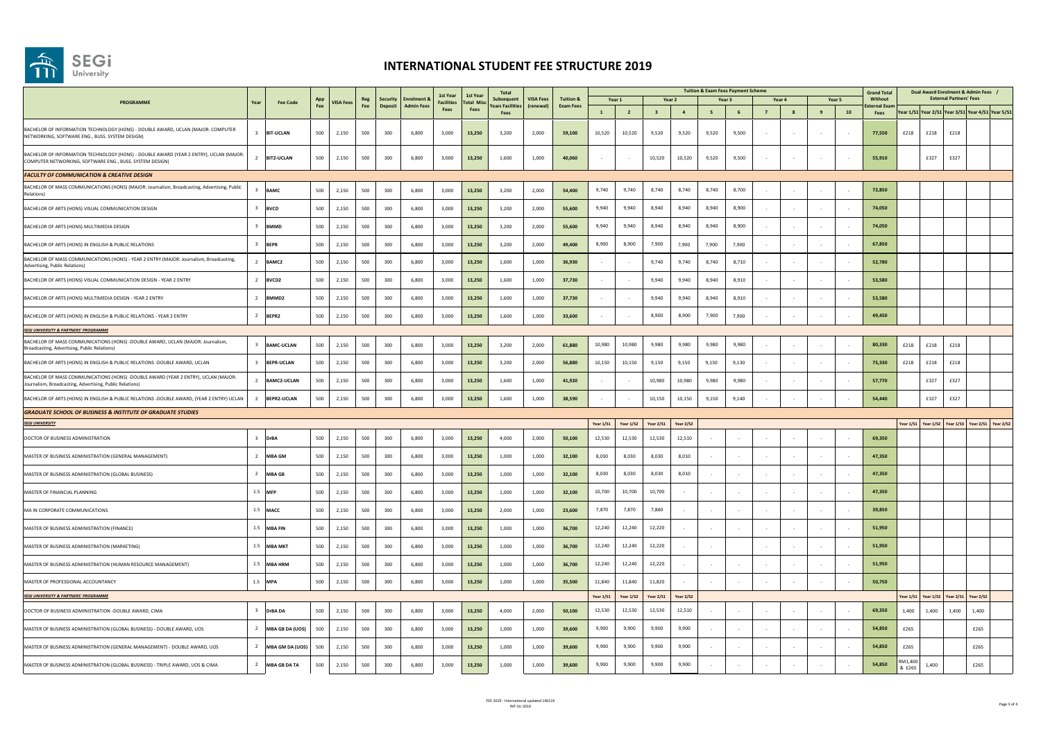# INTERNATIONAL STUDENT FEE STRUCTURE 2019

| PROGRAMME | Year | Fee Code | App Fee | VISA Fees | Reg Fee | Security Deposit | Enrolment & Admin Fees | 1st Year Facilities Fees | 1st Year Total Misc Fees | Total Subsequent Years Facilities Fees | VISA Fees (renewal) | Tuition & Exam Fees | Tuition & Exam Fees Payment Scheme | | | | | | | | | | Grand Total Without External Exam Fees | Dual Award Enrolment & Admin Fees / External Partners' Fees | | | | |
|---|---|---|---|---|---|---|---|---|---|---|---|---|---|---|---|---|---|---|---|---|---|---|---|---|---|---|---|---|
| | | | | | | | | | | | | | Year 1 | | Year 2 | | Year 3 | | Year 4 | | Year 5 | | | | | | | |
| | | | | | | | | | | | | | 1 | 2 | 3 | 4 | 5 | 6 | 7 | 8 | 9 | 10 | | Year 1/S1 | Year 2/S1 | Year 3/S1 | Year 4/S1 | Year 5/S1 |
| BACHELOR OF INFORMATION TECHNOLOGY (HONS) - DOUBLE AWARD, UCLAN (MAJOR: COMPUTER NETWORKING, SOFTWARE ENG., BUSS. SYSTEM DESIGN) | 3 | BIT-UCLAN | 500 | 2,150 | 500 | 300 | 6,800 | 3,000 | 13,250 | 3,200 | 2,000 | 59,100 | 10,520 | 10,520 | 9,520 | 9,520 | 9,520 | 9,500 | - | - | - | - | 77,550 | £218 | £218 | £218 | | |
| BACHELOR OF INFORMATION TECHNOLOGY (HONS) - DOUBLE AWARD (YEAR 2 ENTRY), UCLAN (MAJOR: COMPUTER NETWORKING, SOFTWARE ENG., BUSS. SYSTEM DESIGN) | 2 | BIT2-UCLAN | 500 | 2,150 | 500 | 300 | 6,800 | 3,000 | 13,250 | 1,600 | 1,000 | 40,060 | - | - | 10,520 | 10,520 | 9,520 | 9,500 | - | - | - | - | 55,910 | | £327 | £327 | | |
| ***FACULTY OF COMMUNICATION & CREATIVE DESIGN*** | | | | | | | | | | | | | | | | | | | | | | | | | | | | |
| BACHELOR OF MASS COMMUNICATIONS (HONS) (MAJOR: Journalism, Broadcasting, Advertising, Public Relations) | 3 | BAMC | 500 | 2,150 | 500 | 300 | 6,800 | 3,000 | 13,250 | 3,200 | 2,000 | 54,400 | 9,740 | 9,740 | 8,740 | 8,740 | 8,740 | 8,700 | - | - | - | - | 72,850 | | | | | |
| BACHELOR OF ARTS (HONS) VISUAL COMMUNICATION DESIGN | 3 | BVCD | 500 | 2,150 | 500 | 300 | 6,800 | 3,000 | 13,250 | 3,200 | 2,000 | 55,600 | 9,940 | 9,940 | 8,940 | 8,940 | 8,940 | 8,900 | - | - | - | - | 74,050 | | | | | |
| BACHELOR OF ARTS (HONS) MULTIMEDIA DESIGN | 3 | BMMD | 500 | 2,150 | 500 | 300 | 6,800 | 3,000 | 13,250 | 3,200 | 2,000 | 55,600 | 9,940 | 9,940 | 8,940 | 8,940 | 8,940 | 8,900 | - | - | - | - | 74,050 | | | | | |
| BACHELOR OF ARTS (HONS) IN ENGLISH & PUBLIC RELATIONS | 3 | BEPR | 500 | 2,150 | 500 | 300 | 6,800 | 3,000 | 13,250 | 3,200 | 2,000 | 49,400 | 8,900 | 8,900 | 7,900 | 7,900 | 7,900 | 7,900 | - | - | - | - | 67,850 | | | | | |
| BACHELOR OF MASS COMMUNICATIONS (HONS) - YEAR 2 ENTRY (MAJOR: Journalism, Broadcasting, Advertising, Public Relations) | 2 | BAMC2 | 500 | 2,150 | 500 | 300 | 6,800 | 3,000 | 13,250 | 1,600 | 1,000 | 36,930 | - | - | 9,740 | 9,740 | 8,740 | 8,710 | - | - | - | - | 52,780 | | | | | |
| BACHELOR OF ARTS (HONS) VISUAL COMMUNICATION DESIGN - YEAR 2 ENTRY | 2 | BVCD2 | 500 | 2,150 | 500 | 300 | 6,800 | 3,000 | 13,250 | 1,600 | 1,000 | 37,730 | - | - | 9,940 | 9,940 | 8,940 | 8,910 | - | - | - | - | 53,580 | | | | | |
| BACHELOR OF ARTS (HONS) MULTIMEDIA DESIGN - YEAR 2 ENTRY | 2 | BMMD2 | 500 | 2,150 | 500 | 300 | 6,800 | 3,000 | 13,250 | 1,600 | 1,000 | 37,730 | - | - | 9,940 | 9,940 | 8,940 | 8,910 | - | - | - | - | 53,580 | | | | | |
| BACHELOR OF ARTS (HONS) IN ENGLISH & PUBLIC RELATIONS - YEAR 2 ENTRY | 2 | BEPR2 | 500 | 2,150 | 500 | 300 | 6,800 | 3,000 | 13,250 | 1,600 | 1,000 | 33,600 | - | - | 8,900 | 8,900 | 7,900 | 7,900 | - | - | - | - | 49,450 | | | | | |
| ***SEGI UNIVERSITY & PARTNERS' PROGRAMME*** | | | | | | | | | | | | | | | | | | | | | | | | | | | | |
| BACHELOR OF MASS COMMUNICATIONS (HONS) -DOUBLE AWARD, UCLAN (MAJOR: Journalism, Broadcasting, Advertising, Public Relations) | 3 | BAMC-UCLAN | 500 | 2,150 | 500 | 300 | 6,800 | 3,000 | 13,250 | 3,200 | 2,000 | 61,880 | 10,980 | 10,980 | 9,980 | 9,980 | 9,980 | 9,980 | - | - | - | - | 80,330 | £218 | £218 | £218 | | |
| BACHELOR OF ARTS (HONS) IN ENGLISH & PUBLIC RELATIONS -DOUBLE AWARD, UCLAN | 3 | BEPR-UCLAN | 500 | 2,150 | 500 | 300 | 6,800 | 3,000 | 13,250 | 3,200 | 2,000 | 56,880 | 10,150 | 10,150 | 9,150 | 9,150 | 9,150 | 9,130 | - | - | - | - | 75,330 | £218 | £218 | £218 | | |
| BACHELOR OF MASS COMMUNICATIONS (HONS) -DOUBLE AWARD (YEAR 2 ENTRY), UCLAN (MAJOR: Journalism, Broadcasting, Advertising, Public Relations) | 2 | BAMC2-UCLAN | 500 | 2,150 | 500 | 300 | 6,800 | 3,000 | 13,250 | 1,600 | 1,000 | 41,920 | - | - | 10,980 | 10,980 | 9,980 | 9,980 | - | - | - | - | 57,770 | | £327 | £327 | | |
| BACHELOR OF ARTS (HONS) IN ENGLISH & PUBLIC RELATIONS -DOUBLE AWARD, (YEAR 2 ENTRY) UCLAN | 2 | BEPR2-UCLAN | 500 | 2,150 | 500 | 300 | 6,800 | 3,000 | 13,250 | 1,600 | 1,000 | 38,590 | - | - | 10,150 | 10,150 | 9,150 | 9,140 | - | - | - | - | 54,440 | | £327 | £327 | | |
| ***GRADUATE SCHOOL OF BUSINESS & INSTITUTE OF GRADUATE STUDIES*** | | | | | | | | | | | | | | | | | | | | | | | | | | | | |
| ***SEGI UNIVERSITY*** | | | | | | | | | | | | | Year 1/S1 | Year 1/S2 | Year 2/S1 | Year 2/S2 | | | | | | | | Year 1/S1 | Year 1/S2 | Year 1/S3 | Year 2/S1 | Year 2/S2 |
| DOCTOR OF BUSINESS ADMINISTRATION | 3 | DrBA | 500 | 2,150 | 500 | 300 | 6,800 | 3,000 | 13,250 | 4,000 | 2,000 | 50,100 | 12,530 | 12,530 | 12,530 | 12,510 | - | - | - | - | - | - | 69,350 | | | | | |
| MASTER OF BUSINESS ADMINISTRATION (GENERAL MANAGEMENT) | 2 | MBA GM | 500 | 2,150 | 500 | 300 | 6,800 | 3,000 | 13,250 | 1,000 | 1,000 | 32,100 | 8,030 | 8,030 | 8,030 | 8,010 | - | - | - | - | - | - | 47,350 | | | | | |
| MASTER OF BUSINESS ADMINISTRATION (GLOBAL BUSINESS) | 2 | MBA GB | 500 | 2,150 | 500 | 300 | 6,800 | 3,000 | 13,250 | 1,000 | 1,000 | 32,100 | 8,030 | 8,030 | 8,030 | 8,010 | - | - | - | - | - | - | 47,350 | | | | | |
| MASTER OF FINANCIAL PLANNING | 1.5 | MFP | 500 | 2,150 | 500 | 300 | 6,800 | 3,000 | 13,250 | 1,000 | 1,000 | 32,100 | 10,700 | 10,700 | 10,700 | - | - | - | - | - | - | - | 47,350 | | | | | |
| MA IN CORPORATE COMMUNICATIONS | 1.5 | MACC | 500 | 2,150 | 500 | 300 | 6,800 | 3,000 | 13,250 | 2,000 | 1,000 | 23,600 | 7,870 | 7,870 | 7,860 | - | - | - | - | - | - | - | 39,850 | | | | | |
| MASTER OF BUSINESS ADMINISTRATION (FINANCE) | 1.5 | MBA FIN | 500 | 2,150 | 500 | 300 | 6,800 | 3,000 | 13,250 | 1,000 | 1,000 | 36,700 | 12,240 | 12,240 | 12,220 | - | - | - | - | - | - | - | 51,950 | | | | | |
| MASTER OF BUSINESS ADMINISTRATION (MARKETING) | 1.5 | MBA MKT | 500 | 2,150 | 500 | 300 | 6,800 | 3,000 | 13,250 | 1,000 | 1,000 | 36,700 | 12,240 | 12,240 | 12,220 | - | - | | - | - | - | - | 51,950 | | | | | |
| MASTER OF BUSINESS ADMINISTRATION (HUMAN RESOURCE MANAGEMENT) | 1.5 | MBA HRM | 500 | 2,150 | 500 | 300 | 6,800 | 3,000 | 13,250 | 1,000 | 1,000 | 36,700 | 12,240 | 12,240 | 12,220 | - | - | - | - | - | - | - | 51,950 | | | | | |
| MASTER OF PROFESSIONAL ACCOUNTANCY | 1.5 | MPA | 500 | 2,150 | 500 | 300 | 6,800 | 3,000 | 13,250 | 1,000 | 1,000 | 35,500 | 11,840 | 11,840 | 11,820 | - | - | - | - | - | - | - | 50,750 | | | | | |
| ***SEGI UNIVERSITY & PARTNERS' PROGRAMME*** | | | | | | | | | | | | | Year 1/S1 | Year 1/S2 | Year 2/S1 | Year 2/S2 | | | | | | | | Year 1/S1 | Year 1/S2 | Year 2/S1 | Year 2/S2 | |
| DOCTOR OF BUSINESS ADMINISTRATION -DOUBLE AWARD, CIMA | 3 | DrBA DA | 500 | 2,150 | 500 | 300 | 6,800 | 3,000 | 13,250 | 4,000 | 2,000 | 50,100 | 12,530 | 12,530 | 12,530 | 12,510 | - | - | - | - | - | - | 69,350 | 1,400 | 1,400 | 1,400 | 1,400 | |
| MASTER OF BUSINESS ADMINISTRATION (GLOBAL BUSINESS) - DOUBLE AWARD, UOS | 2 | MBA GB DA (UOS) | 500 | 2,150 | 500 | 300 | 6,800 | 3,000 | 13,250 | 1,000 | 1,000 | 39,600 | 9,900 | 9,900 | 9,900 | 9,900 | - | - | - | - | - | - | 54,850 | £265 | | | £265 | |
| MASTER OF BUSINESS ADMINISTRATION (GENERAL MANAGEMENT) - DOUBLE AWARD, UOS | 2 | MBA GM DA (UOS) | 500 | 2,150 | 500 | 300 | 6,800 | 3,000 | 13,250 | 1,000 | 1,000 | 39,600 | 9,900 | 9,900 | 9,900 | 9,900 | - | - | - | - | - | - | 54,850 | £265 | | | £265 | |
| MASTER OF BUSINESS ADMINISTRATION (GLOBAL BUSINESS) - TRIPLE AWARD, UOS & CIMA | 2 | MBA GB DA TA | 500 | 2,150 | 500 | 300 | 6,800 | 3,000 | 13,250 | 1,000 | 1,000 | 39,600 | 9,900 | 9,900 | 9,900 | 9,900 | - | - | - | - | - | - | 54,850 | RM1,400 & £265 | 1,400 | | £265 | |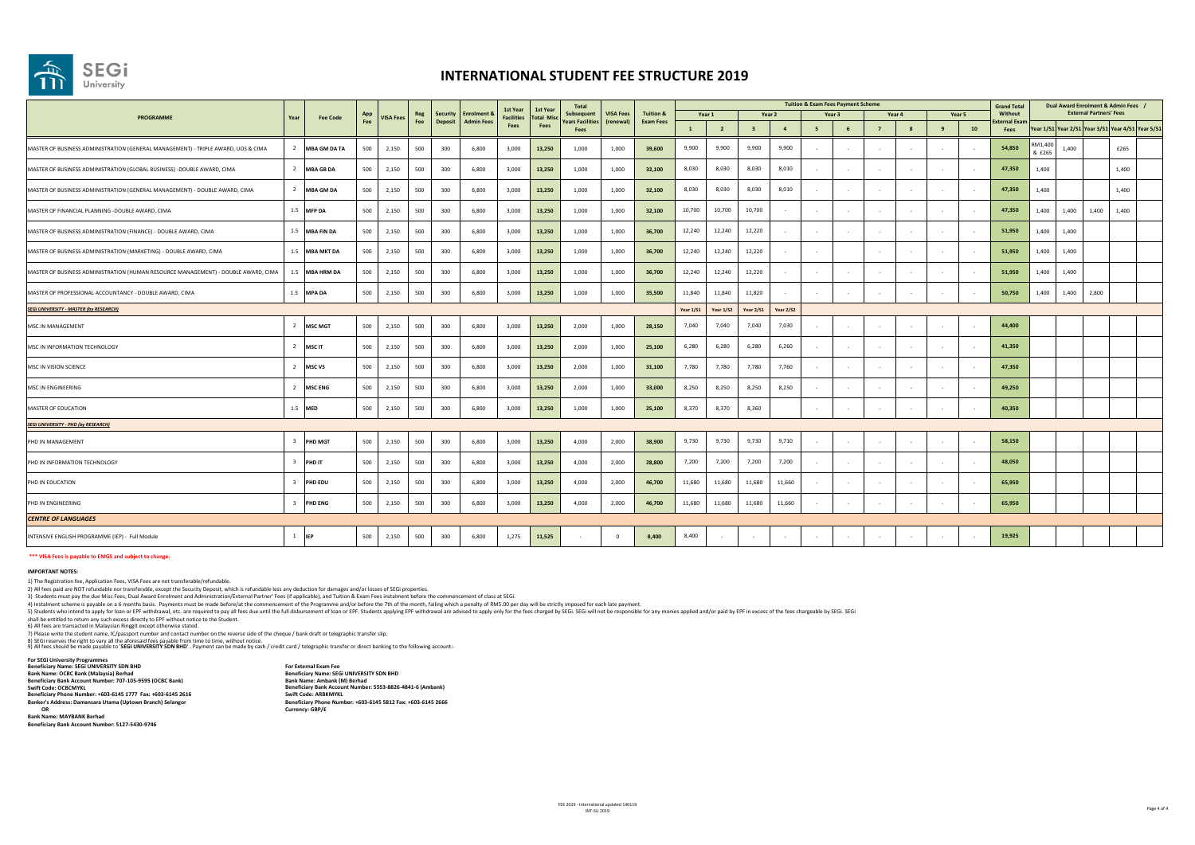# INTERNATIONAL STUDENT FEE STRUCTURE 2019

| PROGRAMME | Year | Fee Code | App Fee | VISA Fees | Reg Fee | Security Deposit | Enrolment & Admin Fees | 1st Year Facilities Fees | 1st Year Total Misc Fees | Total Subsequent Years Facilities Fees | VISA Fees (renewal) | Tuition & Exam Fees | Tuition & Exam Fees Payment Scheme: Year 1 | | Year 2 | | Year 3 | | Year 4 | | Year 5 | | Grand Total Without External Exam Fees | Dual Award Enrolment & Admin Fees / External Partners' Fees | | | | |
|---|---|---|---|---|---|---|---|---|---|---|---|---|---|---|---|---|---|---|---|---|---|---|---|---|---|---|---|---|
| | | | | | | | | | | | | | 1 | 2 | 3 | 4 | 5 | 6 | 7 | 8 | 9 | 10 | | Year 1/S1 | Year 2/S1 | Year 3/S1 | Year 4/S1 | Year 5/S1 |
| MASTER OF BUSINESS ADMINISTRATION (GENERAL MANAGEMENT) - TRIPLE AWARD, UOS & CIMA | 2 | MBA GM DA TA | 500 | 2,150 | 500 | 300 | 6,800 | 3,000 | 13,250 | 1,000 | 1,000 | 39,600 | 9,900 | 9,900 | 9,900 | 9,900 | - | - | - | - | - | - | 54,850 | RM1,400 & £265 | 1,400 | | £265 | |
| MASTER OF BUSINESS ADMINISTRATION (GLOBAL BUSINESS) -DOUBLE AWARD, CIMA | 2 | MBA GB DA | 500 | 2,150 | 500 | 300 | 6,800 | 3,000 | 13,250 | 1,000 | 1,000 | 32,100 | 8,030 | 8,030 | 8,030 | 8,010 | - | - | - | - | - | - | 47,350 | 1,400 | | | 1,400 | |
| MASTER OF BUSINESS ADMINISTRATION (GENERAL MANAGEMENT) - DOUBLE AWARD, CIMA | 2 | MBA GM DA | 500 | 2,150 | 500 | 300 | 6,800 | 3,000 | 13,250 | 1,000 | 1,000 | 32,100 | 8,030 | 8,030 | 8,030 | 8,010 | - | - | - | - | - | - | 47,350 | 1,400 | | | 1,400 | |
| MASTER OF FINANCIAL PLANNING -DOUBLE AWARD, CIMA | 1.5 | MFP DA | 500 | 2,150 | 500 | 300 | 6,800 | 3,000 | 13,250 | 1,000 | 1,000 | 32,100 | 10,700 | 10,700 | 10,700 | - | - | - | - | - | - | - | 47,350 | 1,400 | 1,400 | 1,400 | 1,400 | |
| MASTER OF BUSINESS ADMINISTRATION (FINANCE) - DOUBLE AWARD, CIMA | 1.5 | MBA FIN DA | 500 | 2,150 | 500 | 300 | 6,800 | 3,000 | 13,250 | 1,000 | 1,000 | 36,700 | 12,240 | 12,240 | 12,220 | - | - | - | - | - | - | - | 51,950 | 1,400 | 1,400 | | | |
| MASTER OF BUSINESS ADMINISTRATION (MARKETING) - DOUBLE AWARD, CIMA | 1.5 | MBA MKT DA | 500 | 2,150 | 500 | 300 | 6,800 | 3,000 | 13,250 | 1,000 | 1,000 | 36,700 | 12,240 | 12,240 | 12,220 | - | - | | - | - | - | - | 51,950 | 1,400 | 1,400 | | | |
| MASTER OF BUSINESS ADMINISTRATION (HUMAN RESOURCE MANAGEMENT) - DOUBLE AWARD, CIMA | 1.5 | MBA HRM DA | 500 | 2,150 | 500 | 300 | 6,800 | 3,000 | 13,250 | 1,000 | 1,000 | 36,700 | 12,240 | 12,240 | 12,220 | - | - | - | - | - | - | - | 51,950 | 1,400 | 1,400 | | | |
| MASTER OF PROFESSIONAL ACCOUNTANCY - DOUBLE AWARD, CIMA | 1.5 | MPA DA | 500 | 2,150 | 500 | 300 | 6,800 | 3,000 | 13,250 | 1,000 | 1,000 | 35,500 | 11,840 | 11,840 | 11,820 | - | - | - | - | - | - | - | 50,750 | 1,400 | 1,400 | 2,800 | | |
| ***SEGi UNIVERSITY - MASTER (by RESEARCH)*** | | | | | | | | | | | | | Year 1/S1 | Year 1/S2 | Year 2/S1 | Year 2/S2 | | | | | | | | | | | | |
| MSC IN MANAGEMENT | 2 | MSC MGT | 500 | 2,150 | 500 | 300 | 6,800 | 3,000 | 13,250 | 2,000 | 1,000 | 28,150 | 7,040 | 7,040 | 7,040 | 7,030 | - | - | - | - | - | - | 44,400 | | | | | |
| MSC IN INFORMATION TECHNOLOGY | 2 | MSC IT | 500 | 2,150 | 500 | 300 | 6,800 | 3,000 | 13,250 | 2,000 | 1,000 | 25,100 | 6,280 | 6,280 | 6,280 | 6,260 | - | - | - | - | - | - | 41,350 | | | | | |
| MSC IN VISION SCIENCE | 2 | MSC VS | 500 | 2,150 | 500 | 300 | 6,800 | 3,000 | 13,250 | 2,000 | 1,000 | 31,100 | 7,780 | 7,780 | 7,780 | 7,760 | - | - | - | - | - | - | 47,350 | | | | | |
| MSC IN ENGINEERING | 2 | MSC ENG | 500 | 2,150 | 500 | 300 | 6,800 | 3,000 | 13,250 | 2,000 | 1,000 | 33,000 | 8,250 | 8,250 | 8,250 | 8,250 | - | - | - | - | - | - | 49,250 | | | | | |
| MASTER OF EDUCATION | 1.5 | MED | 500 | 2,150 | 500 | 300 | 6,800 | 3,000 | 13,250 | 1,000 | 1,000 | 25,100 | 8,370 | 8,370 | 8,360 | | - | - | - | - | - | - | 40,350 | | | | | |
| ***SEGi UNIVERSITY - PHD (by RESEARCH)*** | | | | | | | | | | | | | | | | | | | | | | | | | | | | |
| PHD IN MANAGEMENT | 3 | PHD MGT | 500 | 2,150 | 500 | 300 | 6,800 | 3,000 | 13,250 | 4,000 | 2,000 | 38,900 | 9,730 | 9,730 | 9,730 | 9,710 | - | - | - | - | - | - | 58,150 | | | | | |
| PHD IN INFORMATION TECHNOLOGY | 3 | PHD IT | 500 | 2,150 | 500 | 300 | 6,800 | 3,000 | 13,250 | 4,000 | 2,000 | 28,800 | 7,200 | 7,200 | 7,200 | 7,200 | - | - | - | - | - | - | 48,050 | | | | | |
| PHD IN EDUCATION | 3 | PHD EDU | 500 | 2,150 | 500 | 300 | 6,800 | 3,000 | 13,250 | 4,000 | 2,000 | 46,700 | 11,680 | 11,680 | 11,680 | 11,660 | - | - | - | - | - | - | 65,950 | | | | | |
| PHD IN ENGINEERING | 3 | PHD ENG | 500 | 2,150 | 500 | 300 | 6,800 | 3,000 | 13,250 | 4,000 | 2,000 | 46,700 | 11,680 | 11,680 | 11,680 | 11,660 | - | - | - | - | - | - | 65,950 | | | | | |
| ***CENTRE OF LANGUAGES*** | | | | | | | | | | | | | | | | | | | | | | | | | | | | |
| INTENSIVE ENGLISH PROGRAMME (IEP) - Full Module | 1 | IEP | 500 | 2,150 | 500 | 300 | 6,800 | 1,275 | 11,525 | - | 0 | 8,400 | 8,400 | - | - | - | - | - | - | - | - | - | 19,925 | | | | | |

**\*\*\* VISA Fees is payable to EMGS and subject to change.**

**IMPORTANT NOTES:**

1) The Registration fee, Application Fees, VISA Fees are not transferable/refundable.
2) All fees paid are NOT refundable nor transferable, except the Security Deposit, which is refundable less any deduction for damages and/or losses of SEGi properties.
3) Students must pay the due Misc Fees, Dual Award Enrolment and Administration/External Partner' Fees (if applicable), and Tuition & Exam Fees instalment before the commencement of class at SEGi.
4) Instalment scheme is payable on a 6 months basis. Payments must be made before/at the commencement of the Programme and/or before the 7th of the month, failing which a penalty of RM5.00 per day will be strictly imposed for each late payment.
5) Students who intend to apply for loan or EPF withdrawal, etc. are required to pay all fees due until the full disbursement of loan or EPF. Students applying EPF withdrawal are advised to apply only for the fees charged by SEGi. SEGi will not be responsible for any monies applied and/or paid by EPF in excess of the fees chargeable by SEGi. SEGi shall be entitled to return any such excess directly to EPF without notice to the Student.
6) All fees are transacted in Malaysian Ringgit except otherwise stated.
7) Please write the student name, IC/passport number and contact number on the reverse side of the cheque / bank draft or telegraphic transfer slip.
8) SEGi reserves the right to vary all the aforesaid fees payable from time to time, without notice.
9) All fees should be made payable to '**SEGI UNIVERSITY SDN BHD**'. Payment can be made by cash / credit card / telegraphic transfer or direct banking to the following account:-

**For SEGi University Programmes**
**Beneficiary Name: SEGi UNIVERSITY SDN BHD**
**Bank Name: OCBC Bank (Malaysia) Berhad**
**Beneficiary Bank Account Number: 707-105-9595 (OCBC Bank)**
**Swift Code: OCBCMYKL**
**Beneficiary Phone Number: +603-6145 1777 Fax: +603-6145 2616**
**Banker's Address: Damansara Utama (Uptown Branch) Selangor**
**OR**
**Bank Name: MAYBANK Berhad**
**Beneficiary Bank Account Number: 5127-5430-9746**

**For External Exam Fee**
**Beneficiary Name: SEGi UNIVERSITY SDN BHD**
**Bank Name: Ambank (M) Berhad**
**Beneficiary Bank Account Number: 5553-8826-4841-6 (Ambank)**
**Swift Code: ARBKMYKL**
**Beneficiary Phone Number: +603-6145 5812 Fax: +603-6145 2666**
**Currency: GBP/£**

FEE 2019 - International updated 140119
INT-SU 2019